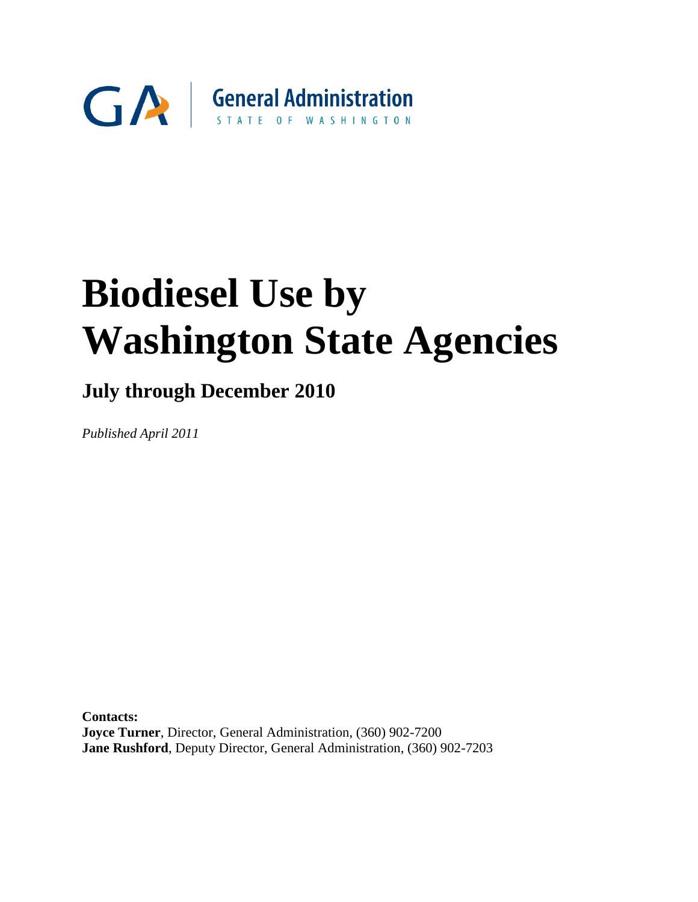General Administration
STATE OF WASHINGTON

# Biodiesel Use by Washington State Agencies

## July through December 2010

*Published April 2011*

**Contacts:**
**Joyce Turner**, Director, General Administration, (360) 902-7200
**Jane Rushford**, Deputy Director, General Administration, (360) 902-7203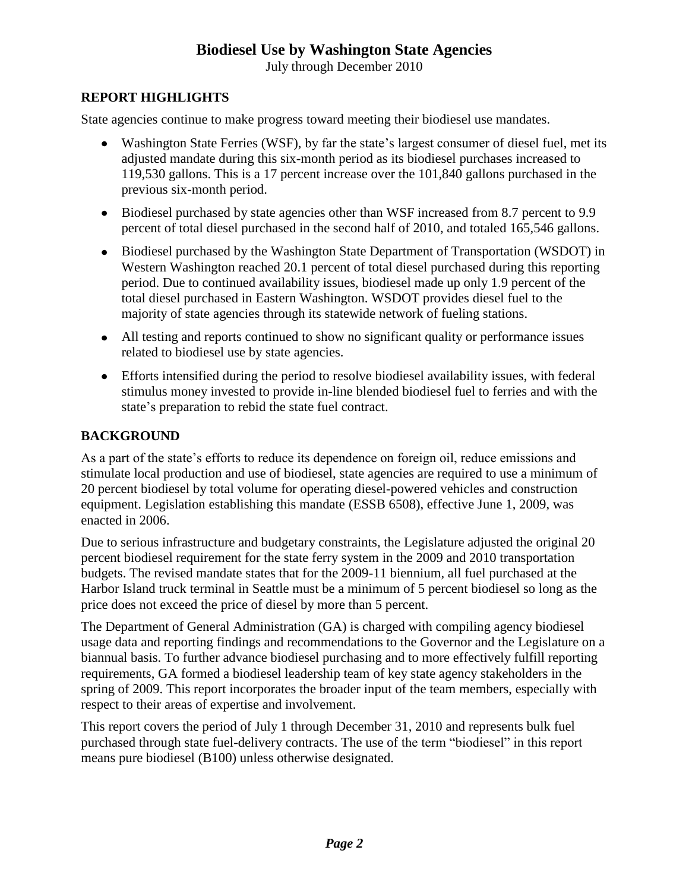# Biodiesel Use by Washington State Agencies

July through December 2010

## REPORT HIGHLIGHTS

State agencies continue to make progress toward meeting their biodiesel use mandates.

- Washington State Ferries (WSF), by far the state's largest consumer of diesel fuel, met its adjusted mandate during this six-month period as its biodiesel purchases increased to 119,530 gallons. This is a 17 percent increase over the 101,840 gallons purchased in the previous six-month period.
- Biodiesel purchased by state agencies other than WSF increased from 8.7 percent to 9.9 percent of total diesel purchased in the second half of 2010, and totaled 165,546 gallons.
- Biodiesel purchased by the Washington State Department of Transportation (WSDOT) in Western Washington reached 20.1 percent of total diesel purchased during this reporting period. Due to continued availability issues, biodiesel made up only 1.9 percent of the total diesel purchased in Eastern Washington. WSDOT provides diesel fuel to the majority of state agencies through its statewide network of fueling stations.
- All testing and reports continued to show no significant quality or performance issues related to biodiesel use by state agencies.
- Efforts intensified during the period to resolve biodiesel availability issues, with federal stimulus money invested to provide in-line blended biodiesel fuel to ferries and with the state's preparation to rebid the state fuel contract.

## BACKGROUND

As a part of the state's efforts to reduce its dependence on foreign oil, reduce emissions and stimulate local production and use of biodiesel, state agencies are required to use a minimum of 20 percent biodiesel by total volume for operating diesel-powered vehicles and construction equipment. Legislation establishing this mandate (ESSB 6508), effective June 1, 2009, was enacted in 2006.

Due to serious infrastructure and budgetary constraints, the Legislature adjusted the original 20 percent biodiesel requirement for the state ferry system in the 2009 and 2010 transportation budgets. The revised mandate states that for the 2009-11 biennium, all fuel purchased at the Harbor Island truck terminal in Seattle must be a minimum of 5 percent biodiesel so long as the price does not exceed the price of diesel by more than 5 percent.

The Department of General Administration (GA) is charged with compiling agency biodiesel usage data and reporting findings and recommendations to the Governor and the Legislature on a biannual basis. To further advance biodiesel purchasing and to more effectively fulfill reporting requirements, GA formed a biodiesel leadership team of key state agency stakeholders in the spring of 2009. This report incorporates the broader input of the team members, especially with respect to their areas of expertise and involvement.

This report covers the period of July 1 through December 31, 2010 and represents bulk fuel purchased through state fuel-delivery contracts. The use of the term "biodiesel" in this report means pure biodiesel (B100) unless otherwise designated.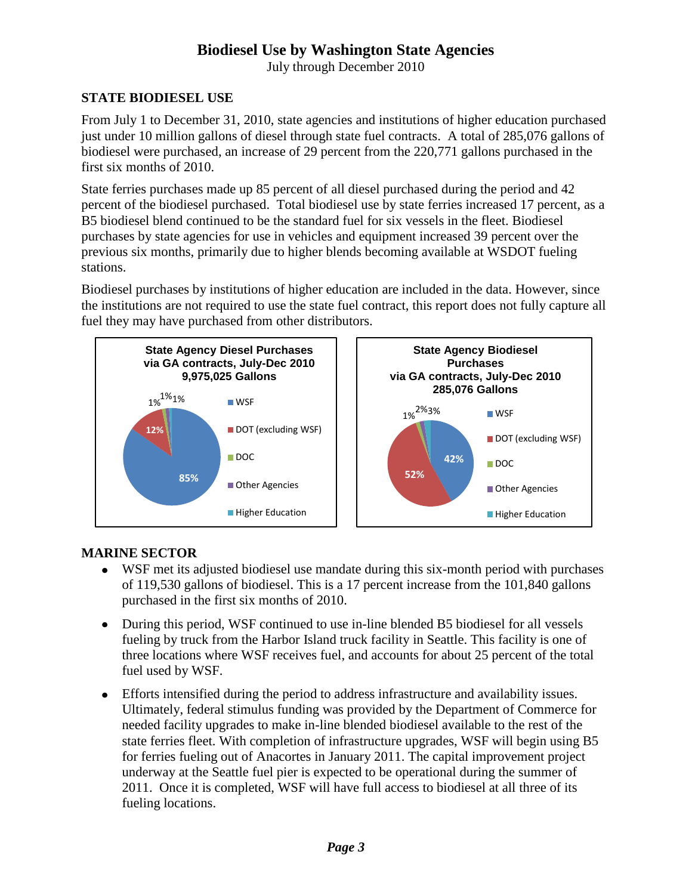# Biodiesel Use by Washington State Agencies

July through December 2010

## STATE BIODIESEL USE

From July 1 to December 31, 2010, state agencies and institutions of higher education purchased just under 10 million gallons of diesel through state fuel contracts. A total of 285,076 gallons of biodiesel were purchased, an increase of 29 percent from the 220,771 gallons purchased in the first six months of 2010.

State ferries purchases made up 85 percent of all diesel purchased during the period and 42 percent of the biodiesel purchased. Total biodiesel use by state ferries increased 17 percent, as a B5 biodiesel blend continued to be the standard fuel for six vessels in the fleet. Biodiesel purchases by state agencies for use in vehicles and equipment increased 39 percent over the previous six months, primarily due to higher blends becoming available at WSDOT fueling stations.

Biodiesel purchases by institutions of higher education are included in the data. However, since the institutions are not required to use the state fuel contract, this report does not fully capture all fuel they may have purchased from other distributors.

**State Agency Diesel Purchases via GA contracts, July-Dec 2010 9,975,025 Gallons**

| Category | Share |
|---|---|
| WSF | 85% |
| DOT (excluding WSF) | 12% |
| DOC | 1% |
| Other Agencies | 1% |
| Higher Education | 1% |

**State Agency Biodiesel Purchases via GA contracts, July-Dec 2010 285,076 Gallons**

| Category | Share |
|---|---|
| WSF | 42% |
| DOT (excluding WSF) | 52% |
| DOC | 1% |
| Other Agencies | 2% |
| Higher Education | 3% |

## MARINE SECTOR

- WSF met its adjusted biodiesel use mandate during this six-month period with purchases of 119,530 gallons of biodiesel. This is a 17 percent increase from the 101,840 gallons purchased in the first six months of 2010.
- During this period, WSF continued to use in-line blended B5 biodiesel for all vessels fueling by truck from the Harbor Island truck facility in Seattle. This facility is one of three locations where WSF receives fuel, and accounts for about 25 percent of the total fuel used by WSF.
- Efforts intensified during the period to address infrastructure and availability issues. Ultimately, federal stimulus funding was provided by the Department of Commerce for needed facility upgrades to make in-line blended biodiesel available to the rest of the state ferries fleet. With completion of infrastructure upgrades, WSF will begin using B5 for ferries fueling out of Anacortes in January 2011. The capital improvement project underway at the Seattle fuel pier is expected to be operational during the summer of 2011. Once it is completed, WSF will have full access to biodiesel at all three of its fueling locations.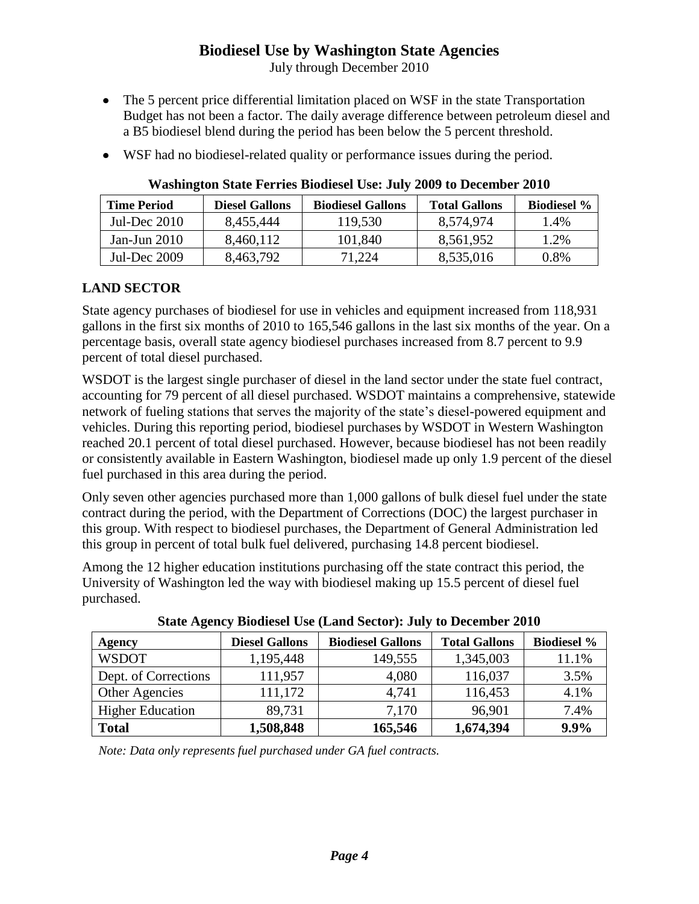- The 5 percent price differential limitation placed on WSF in the state Transportation Budget has not been a factor. The daily average difference between petroleum diesel and a B5 biodiesel blend during the period has been below the 5 percent threshold.
- WSF had no biodiesel-related quality or performance issues during the period.

**Washington State Ferries Biodiesel Use: July 2009 to December 2010**

| Time Period | Diesel Gallons | Biodiesel Gallons | Total Gallons | Biodiesel % |
|---|---|---|---|---|
| Jul-Dec 2010 | 8,455,444 | 119,530 | 8,574,974 | 1.4% |
| Jan-Jun 2010 | 8,460,112 | 101,840 | 8,561,952 | 1.2% |
| Jul-Dec 2009 | 8,463,792 | 71,224 | 8,535,016 | 0.8% |

## LAND SECTOR

State agency purchases of biodiesel for use in vehicles and equipment increased from 118,931 gallons in the first six months of 2010 to 165,546 gallons in the last six months of the year. On a percentage basis, overall state agency biodiesel purchases increased from 8.7 percent to 9.9 percent of total diesel purchased.

WSDOT is the largest single purchaser of diesel in the land sector under the state fuel contract, accounting for 79 percent of all diesel purchased. WSDOT maintains a comprehensive, statewide network of fueling stations that serves the majority of the state's diesel-powered equipment and vehicles. During this reporting period, biodiesel purchases by WSDOT in Western Washington reached 20.1 percent of total diesel purchased. However, because biodiesel has not been readily or consistently available in Eastern Washington, biodiesel made up only 1.9 percent of the diesel fuel purchased in this area during the period.

Only seven other agencies purchased more than 1,000 gallons of bulk diesel fuel under the state contract during the period, with the Department of Corrections (DOC) the largest purchaser in this group. With respect to biodiesel purchases, the Department of General Administration led this group in percent of total bulk fuel delivered, purchasing 14.8 percent biodiesel.

Among the 12 higher education institutions purchasing off the state contract this period, the University of Washington led the way with biodiesel making up 15.5 percent of diesel fuel purchased.

**State Agency Biodiesel Use (Land Sector): July to December 2010**

| Agency | Diesel Gallons | Biodiesel Gallons | Total Gallons | Biodiesel % |
|---|---|---|---|---|
| WSDOT | 1,195,448 | 149,555 | 1,345,003 | 11.1% |
| Dept. of Corrections | 111,957 | 4,080 | 116,037 | 3.5% |
| Other Agencies | 111,172 | 4,741 | 116,453 | 4.1% |
| Higher Education | 89,731 | 7,170 | 96,901 | 7.4% |
| **Total** | **1,508,848** | **165,546** | **1,674,394** | **9.9%** |

*Note: Data only represents fuel purchased under GA fuel contracts.*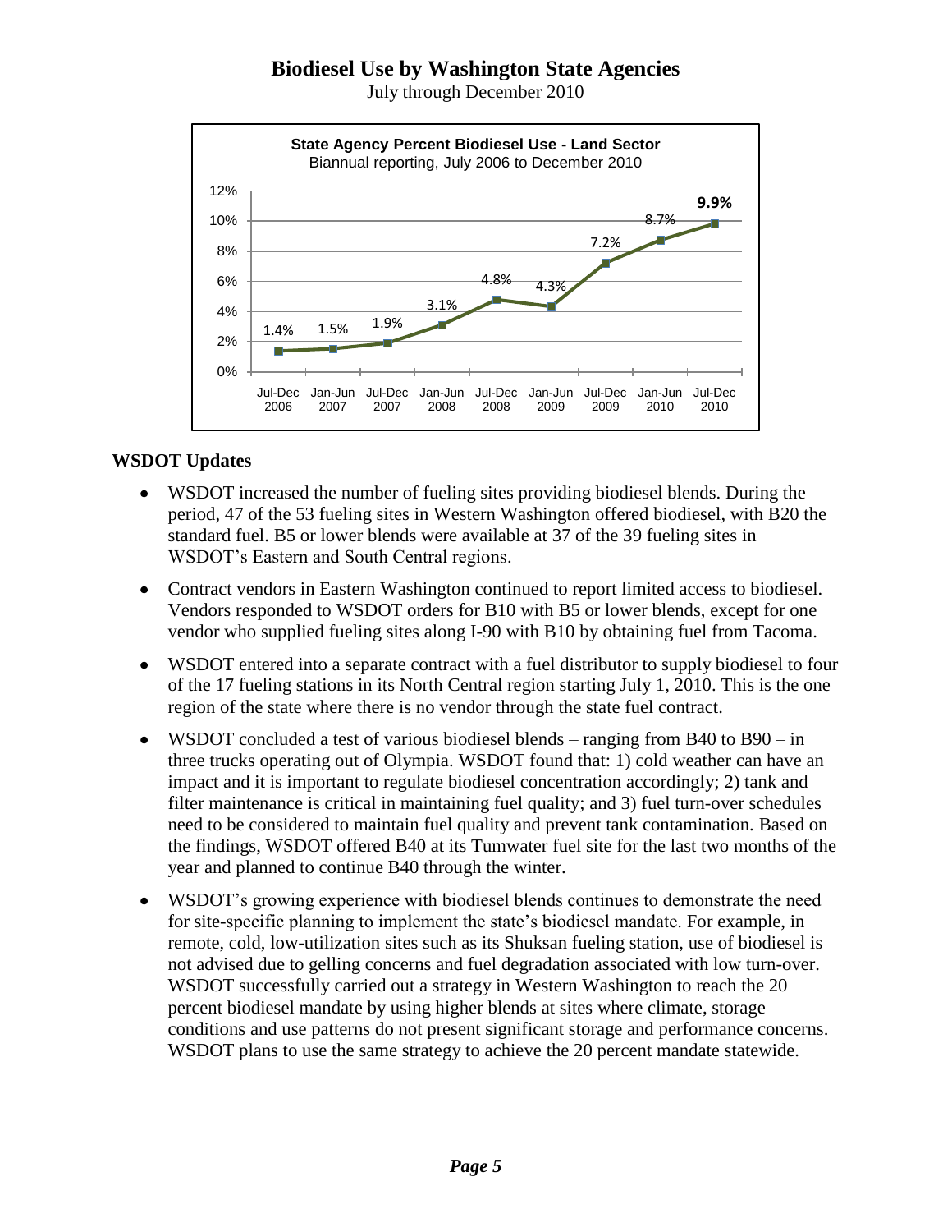# Biodiesel Use by Washington State Agencies

July through December 2010

**State Agency Percent Biodiesel Use - Land Sector**
Biannual reporting, July 2006 to December 2010

| Period | Percent |
| --- | --- |
| Jul-Dec 2006 | 1.4% |
| Jan-Jun 2007 | 1.5% |
| Jul-Dec 2007 | 1.9% |
| Jan-Jun 2008 | 3.1% |
| Jul-Dec 2008 | 4.8% |
| Jan-Jun 2009 | 4.3% |
| Jul-Dec 2009 | 7.2% |
| Jan-Jun 2010 | 8.7% |
| Jul-Dec 2010 | **9.9%** |

## WSDOT Updates

- WSDOT increased the number of fueling sites providing biodiesel blends. During the period, 47 of the 53 fueling sites in Western Washington offered biodiesel, with B20 the standard fuel. B5 or lower blends were available at 37 of the 39 fueling sites in WSDOT's Eastern and South Central regions.
- Contract vendors in Eastern Washington continued to report limited access to biodiesel. Vendors responded to WSDOT orders for B10 with B5 or lower blends, except for one vendor who supplied fueling sites along I-90 with B10 by obtaining fuel from Tacoma.
- WSDOT entered into a separate contract with a fuel distributor to supply biodiesel to four of the 17 fueling stations in its North Central region starting July 1, 2010. This is the one region of the state where there is no vendor through the state fuel contract.
- WSDOT concluded a test of various biodiesel blends – ranging from B40 to B90 – in three trucks operating out of Olympia. WSDOT found that: 1) cold weather can have an impact and it is important to regulate biodiesel concentration accordingly; 2) tank and filter maintenance is critical in maintaining fuel quality; and 3) fuel turn-over schedules need to be considered to maintain fuel quality and prevent tank contamination. Based on the findings, WSDOT offered B40 at its Tumwater fuel site for the last two months of the year and planned to continue B40 through the winter.
- WSDOT's growing experience with biodiesel blends continues to demonstrate the need for site-specific planning to implement the state's biodiesel mandate. For example, in remote, cold, low-utilization sites such as its Shuksan fueling station, use of biodiesel is not advised due to gelling concerns and fuel degradation associated with low turn-over. WSDOT successfully carried out a strategy in Western Washington to reach the 20 percent biodiesel mandate by using higher blends at sites where climate, storage conditions and use patterns do not present significant storage and performance concerns. WSDOT plans to use the same strategy to achieve the 20 percent mandate statewide.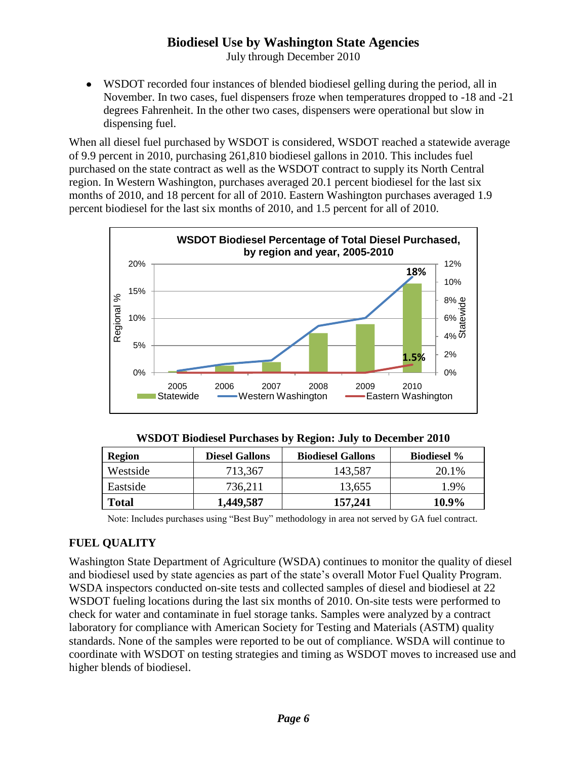# Biodiesel Use by Washington State Agencies

July through December 2010

- WSDOT recorded four instances of blended biodiesel gelling during the period, all in November. In two cases, fuel dispensers froze when temperatures dropped to -18 and -21 degrees Fahrenheit. In the other two cases, dispensers were operational but slow in dispensing fuel.

When all diesel fuel purchased by WSDOT is considered, WSDOT reached a statewide average of 9.9 percent in 2010, purchasing 261,810 biodiesel gallons in 2010. This includes fuel purchased on the state contract as well as the WSDOT contract to supply its North Central region. In Western Washington, purchases averaged 20.1 percent biodiesel for the last six months of 2010, and 18 percent for all of 2010. Eastern Washington purchases averaged 1.9 percent biodiesel for the last six months of 2010, and 1.5 percent for all of 2010.

**WSDOT Biodiesel Percentage of Total Diesel Purchased, by region and year, 2005-2010**

**WSDOT Biodiesel Purchases by Region: July to December 2010**

| Region | Diesel Gallons | Biodiesel Gallons | Biodiesel % |
|---|---|---|---|
| Westside | 713,367 | 143,587 | 20.1% |
| Eastside | 736,211 | 13,655 | 1.9% |
| **Total** | **1,449,587** | **157,241** | **10.9%** |

Note: Includes purchases using "Best Buy" methodology in area not served by GA fuel contract.

## FUEL QUALITY

Washington State Department of Agriculture (WSDA) continues to monitor the quality of diesel and biodiesel used by state agencies as part of the state's overall Motor Fuel Quality Program. WSDA inspectors conducted on-site tests and collected samples of diesel and biodiesel at 22 WSDOT fueling locations during the last six months of 2010. On-site tests were performed to check for water and contaminate in fuel storage tanks. Samples were analyzed by a contract laboratory for compliance with American Society for Testing and Materials (ASTM) quality standards. None of the samples were reported to be out of compliance. WSDA will continue to coordinate with WSDOT on testing strategies and timing as WSDOT moves to increased use and higher blends of biodiesel.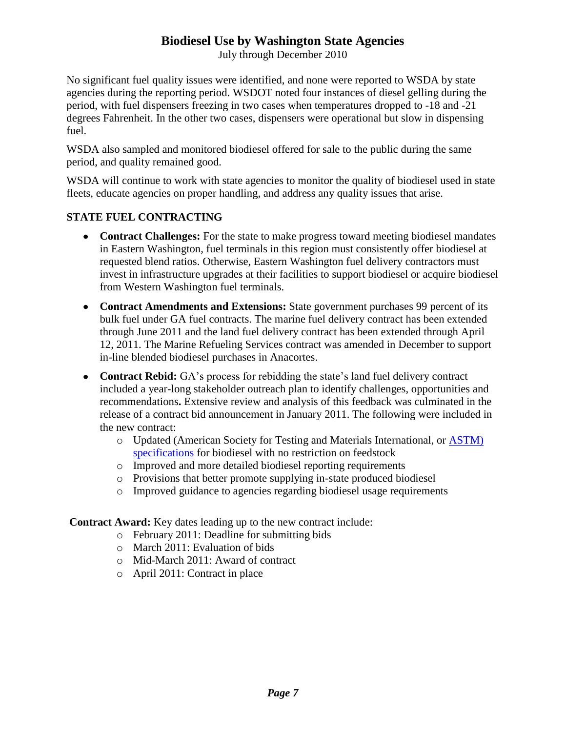No significant fuel quality issues were identified, and none were reported to WSDA by state agencies during the reporting period. WSDOT noted four instances of diesel gelling during the period, with fuel dispensers freezing in two cases when temperatures dropped to -18 and -21 degrees Fahrenheit. In the other two cases, dispensers were operational but slow in dispensing fuel.

WSDA also sampled and monitored biodiesel offered for sale to the public during the same period, and quality remained good.

WSDA will continue to work with state agencies to monitor the quality of biodiesel used in state fleets, educate agencies on proper handling, and address any quality issues that arise.

### STATE FUEL CONTRACTING

- **Contract Challenges:** For the state to make progress toward meeting biodiesel mandates in Eastern Washington, fuel terminals in this region must consistently offer biodiesel at requested blend ratios. Otherwise, Eastern Washington fuel delivery contractors must invest in infrastructure upgrades at their facilities to support biodiesel or acquire biodiesel from Western Washington fuel terminals.
- **Contract Amendments and Extensions:** State government purchases 99 percent of its bulk fuel under GA fuel contracts. The marine fuel delivery contract has been extended through June 2011 and the land fuel delivery contract has been extended through April 12, 2011. The Marine Refueling Services contract was amended in December to support in-line blended biodiesel purchases in Anacortes.
- **Contract Rebid:** GA's process for rebidding the state's land fuel delivery contract included a year-long stakeholder outreach plan to identify challenges, opportunities and recommendations**.** Extensive review and analysis of this feedback was culminated in the release of a contract bid announcement in January 2011. The following were included in the new contract:
  - Updated (American Society for Testing and Materials International, or ASTM) specifications for biodiesel with no restriction on feedstock
  - Improved and more detailed biodiesel reporting requirements
  - Provisions that better promote supplying in-state produced biodiesel
  - Improved guidance to agencies regarding biodiesel usage requirements

**Contract Award:** Key dates leading up to the new contract include:

- February 2011: Deadline for submitting bids
- March 2011: Evaluation of bids
- Mid-March 2011: Award of contract
- April 2011: Contract in place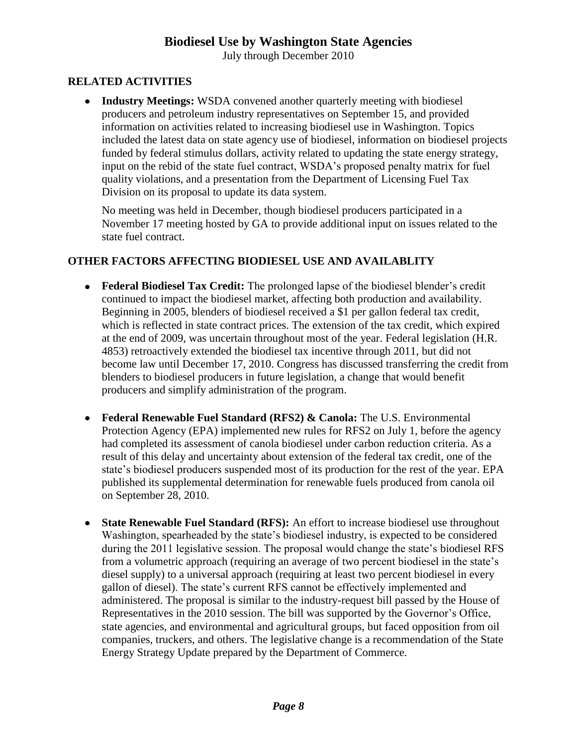## RELATED ACTIVITIES

- **Industry Meetings:** WSDA convened another quarterly meeting with biodiesel producers and petroleum industry representatives on September 15, and provided information on activities related to increasing biodiesel use in Washington. Topics included the latest data on state agency use of biodiesel, information on biodiesel projects funded by federal stimulus dollars, activity related to updating the state energy strategy, input on the rebid of the state fuel contract, WSDA's proposed penalty matrix for fuel quality violations, and a presentation from the Department of Licensing Fuel Tax Division on its proposal to update its data system.

  No meeting was held in December, though biodiesel producers participated in a November 17 meeting hosted by GA to provide additional input on issues related to the state fuel contract.

## OTHER FACTORS AFFECTING BIODIESEL USE AND AVAILABLITY

- **Federal Biodiesel Tax Credit:** The prolonged lapse of the biodiesel blender's credit continued to impact the biodiesel market, affecting both production and availability. Beginning in 2005, blenders of biodiesel received a $1 per gallon federal tax credit, which is reflected in state contract prices. The extension of the tax credit, which expired at the end of 2009, was uncertain throughout most of the year. Federal legislation (H.R. 4853) retroactively extended the biodiesel tax incentive through 2011, but did not become law until December 17, 2010. Congress has discussed transferring the credit from blenders to biodiesel producers in future legislation, a change that would benefit producers and simplify administration of the program.

- **Federal Renewable Fuel Standard (RFS2) & Canola:** The U.S. Environmental Protection Agency (EPA) implemented new rules for RFS2 on July 1, before the agency had completed its assessment of canola biodiesel under carbon reduction criteria. As a result of this delay and uncertainty about extension of the federal tax credit, one of the state's biodiesel producers suspended most of its production for the rest of the year. EPA published its supplemental determination for renewable fuels produced from canola oil on September 28, 2010.

- **State Renewable Fuel Standard (RFS):** An effort to increase biodiesel use throughout Washington, spearheaded by the state's biodiesel industry, is expected to be considered during the 2011 legislative session. The proposal would change the state's biodiesel RFS from a volumetric approach (requiring an average of two percent biodiesel in the state's diesel supply) to a universal approach (requiring at least two percent biodiesel in every gallon of diesel). The state's current RFS cannot be effectively implemented and administered. The proposal is similar to the industry-request bill passed by the House of Representatives in the 2010 session. The bill was supported by the Governor's Office, state agencies, and environmental and agricultural groups, but faced opposition from oil companies, truckers, and others. The legislative change is a recommendation of the State Energy Strategy Update prepared by the Department of Commerce.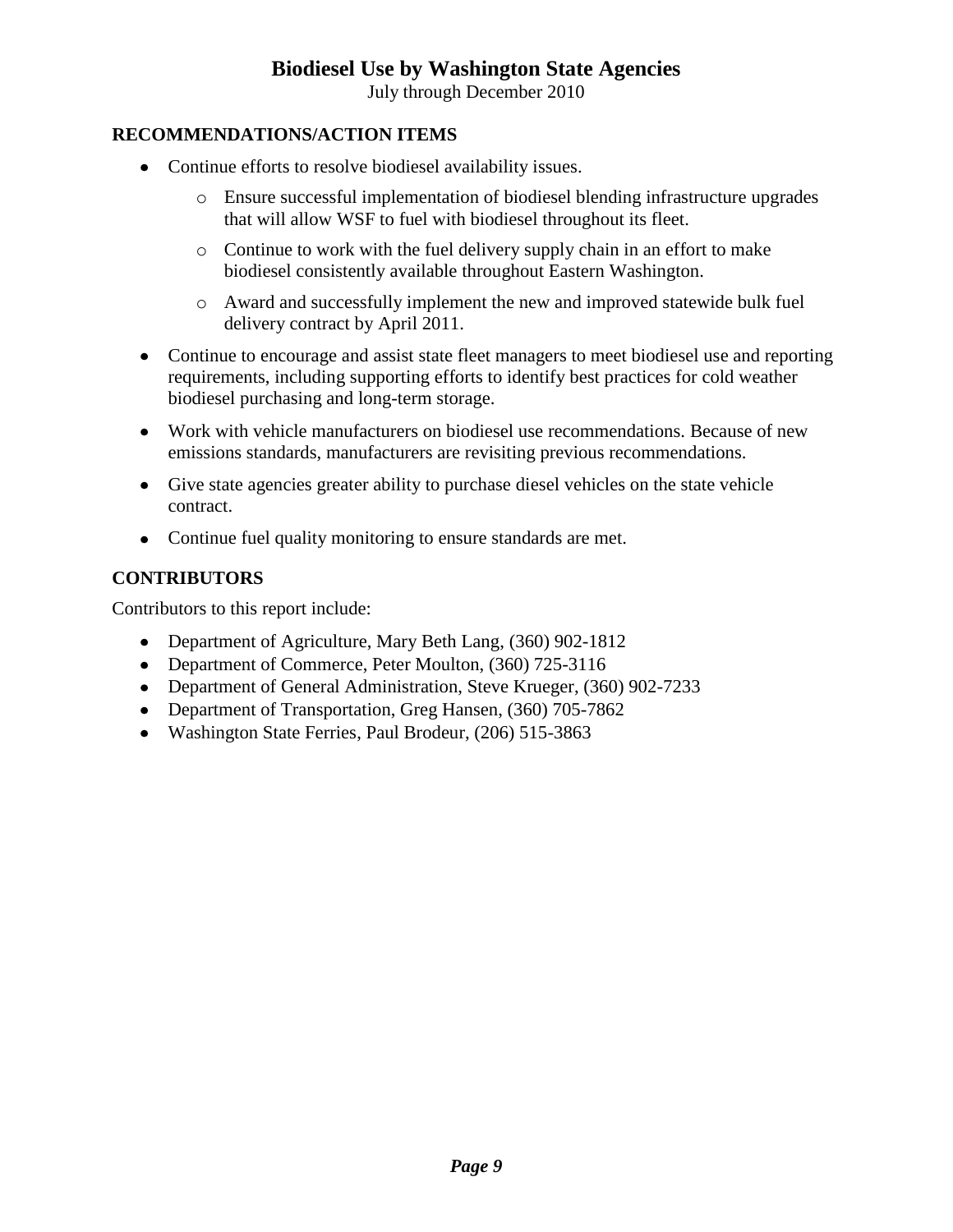## RECOMMENDATIONS/ACTION ITEMS

- Continue efforts to resolve biodiesel availability issues.
  - Ensure successful implementation of biodiesel blending infrastructure upgrades that will allow WSF to fuel with biodiesel throughout its fleet.
  - Continue to work with the fuel delivery supply chain in an effort to make biodiesel consistently available throughout Eastern Washington.
  - Award and successfully implement the new and improved statewide bulk fuel delivery contract by April 2011.
- Continue to encourage and assist state fleet managers to meet biodiesel use and reporting requirements, including supporting efforts to identify best practices for cold weather biodiesel purchasing and long-term storage.
- Work with vehicle manufacturers on biodiesel use recommendations. Because of new emissions standards, manufacturers are revisiting previous recommendations.
- Give state agencies greater ability to purchase diesel vehicles on the state vehicle contract.
- Continue fuel quality monitoring to ensure standards are met.

## CONTRIBUTORS

Contributors to this report include:

- Department of Agriculture, Mary Beth Lang, (360) 902-1812
- Department of Commerce, Peter Moulton, (360) 725-3116
- Department of General Administration, Steve Krueger, (360) 902-7233
- Department of Transportation, Greg Hansen, (360) 705-7862
- Washington State Ferries, Paul Brodeur, (206) 515-3863